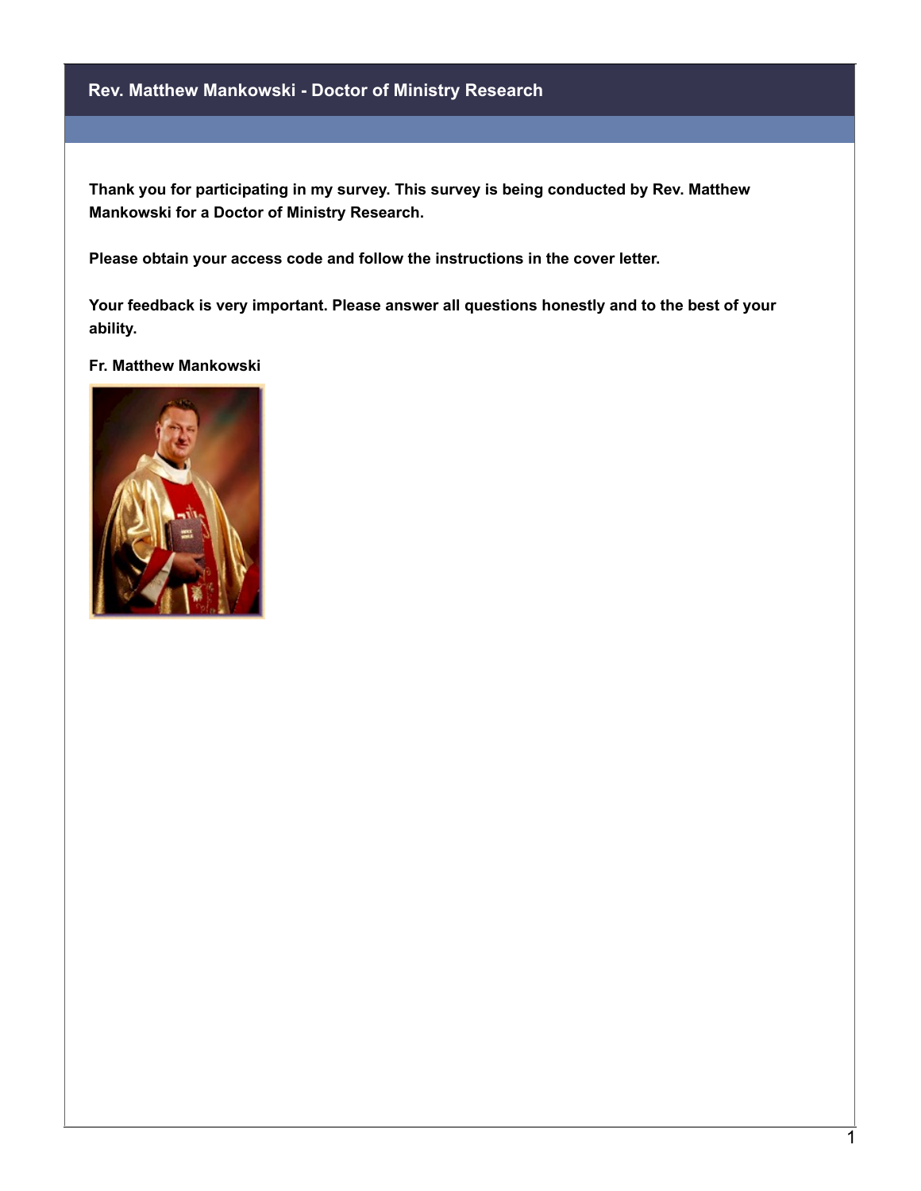# Rev. Matthew Mankowski - Doctor of Ministry Research

**Thank you for participating in my survey. This survey is being conducted by Rev. Matthew Mankowski for a Doctor of Ministry Research.**

**Please obtain your access code and follow the instructions in the cover letter.**

**Your feedback is very important. Please answer all questions honestly and to the best of your ability.**

**Fr. Matthew Mankowski**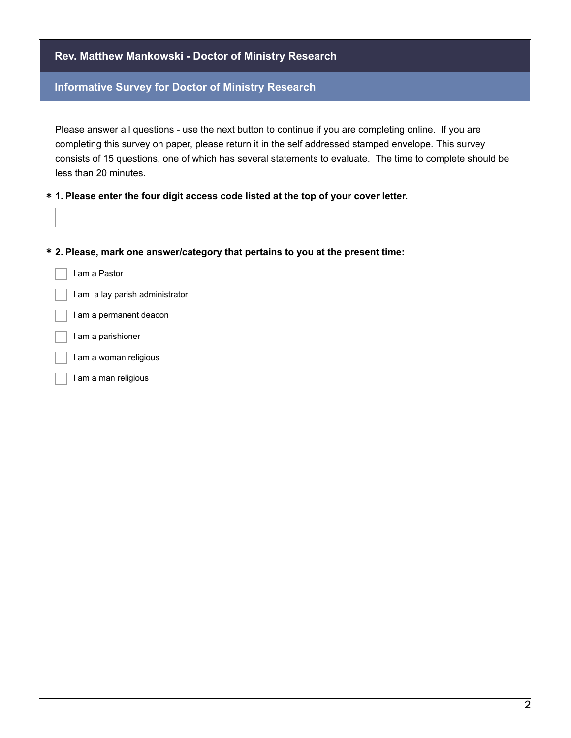## Rev. Matthew Mankowski - Doctor of Ministry Research

### Informative Survey for Doctor of Ministry Research

Please answer all questions - use the next button to continue if you are completing online. If you are completing this survey on paper, please return it in the self addressed stamped envelope. This survey consists of 15 questions, one of which has several statements to evaluate. The time to complete should be less than 20 minutes.

**\* 1. Please enter the four digit access code listed at the top of your cover letter.**

\_\_\_\_\_\_\_\_\_\_\_\_\_\_\_\_\_\_\_\_

**\* 2. Please, mark one answer/category that pertains to you at the present time:**

- [ ] I am a Pastor
- [ ] I am a lay parish administrator
- [ ] I am a permanent deacon
- [ ] I am a parishioner
- [ ] I am a woman religious
- [ ] I am a man religious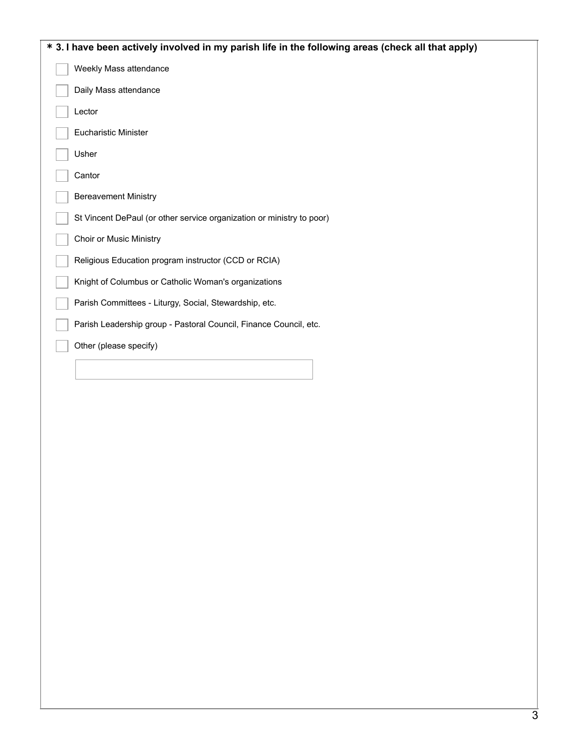**\* 3. I have been actively involved in my parish life in the following areas (check all that apply)**

- [ ] Weekly Mass attendance
- [ ] Daily Mass attendance
- [ ] Lector
- [ ] Eucharistic Minister
- [ ] Usher
- [ ] Cantor
- [ ] Bereavement Ministry
- [ ] St Vincent DePaul (or other service organization or ministry to poor)
- [ ] Choir or Music Ministry
- [ ] Religious Education program instructor (CCD or RCIA)
- [ ] Knight of Columbus or Catholic Woman's organizations
- [ ] Parish Committees - Liturgy, Social, Stewardship, etc.
- [ ] Parish Leadership group - Pastoral Council, Finance Council, etc.
- [ ] Other (please specify)

\_\_\_\_\_\_\_\_\_\_\_\_\_\_\_\_\_\_\_\_\_\_\_\_\_\_\_\_\_\_\_\_\_\_\_\_\_\_\_\_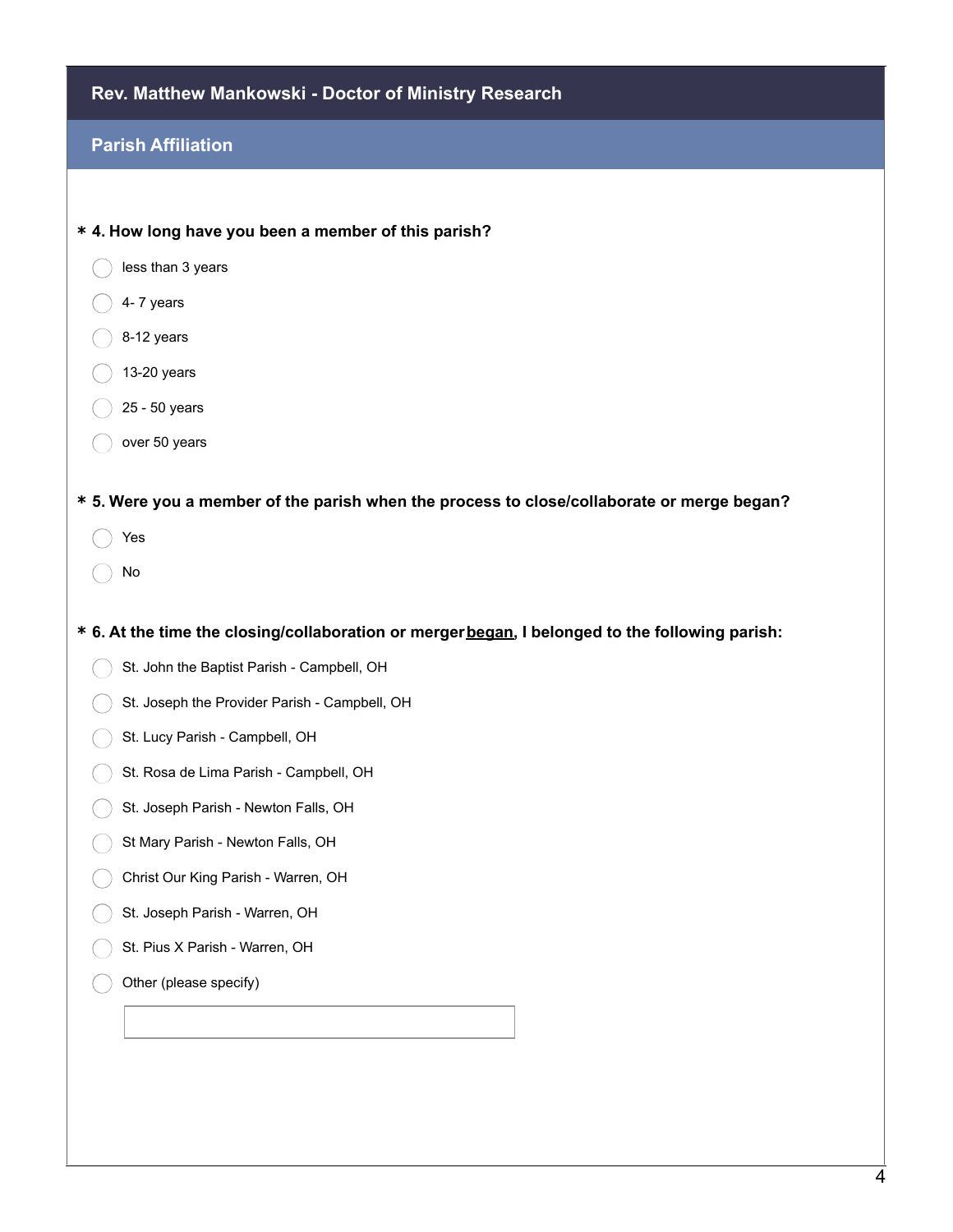# Rev. Matthew Mankowski - Doctor of Ministry Research

## Parish Affiliation

**\* 4. How long have you been a member of this parish?**

- less than 3 years
- 4- 7 years
- 8-12 years
- 13-20 years
- 25 - 50 years
- over 50 years

**\* 5. Were you a member of the parish when the process to close/collaborate or merge began?**

- Yes
- No

**\* 6. At the time the closing/collaboration or merger <u>began</u>, I belonged to the following parish:**

- St. John the Baptist Parish - Campbell, OH
- St. Joseph the Provider Parish - Campbell, OH
- St. Lucy Parish - Campbell, OH
- St. Rosa de Lima Parish - Campbell, OH
- St. Joseph Parish - Newton Falls, OH
- St Mary Parish - Newton Falls, OH
- Christ Our King Parish - Warren, OH
- St. Joseph Parish - Warren, OH
- St. Pius X Parish - Warren, OH
- Other (please specify)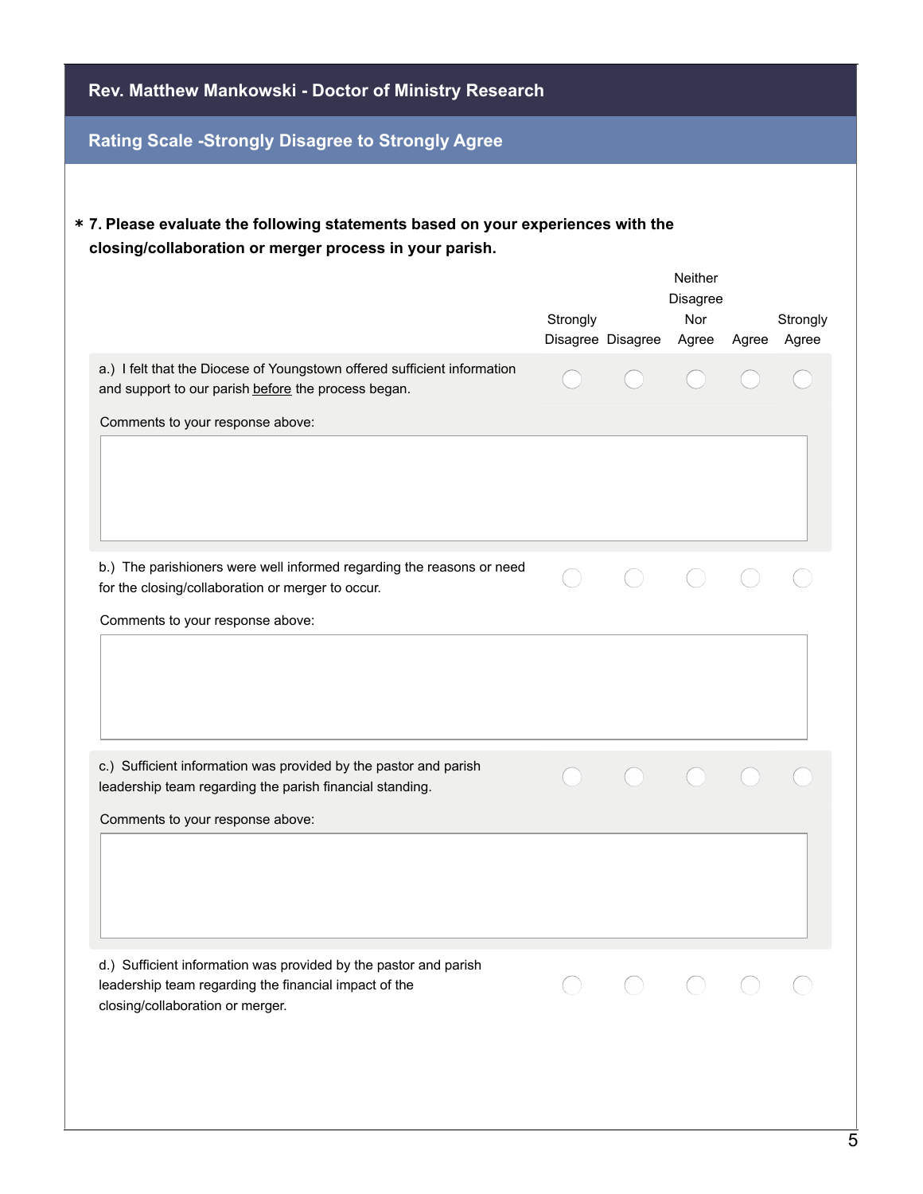## Rev. Matthew Mankowski - Doctor of Ministry Research

### Rating Scale -Strongly Disagree to Strongly Agree

**\* 7. Please evaluate the following statements based on your experiences with the closing/collaboration or merger process in your parish.**

| | Strongly Disagree | Disagree | Neither Disagree Nor Agree | Agree | Strongly Agree |
|---|---|---|---|---|---|
| a.) I felt that the Diocese of Youngstown offered sufficient information and support to our parish before the process began. | ◯ | ◯ | ◯ | ◯ | ◯ |

Comments to your response above:

| | Strongly Disagree | Disagree | Neither Disagree Nor Agree | Agree | Strongly Agree |
|---|---|---|---|---|---|
| b.) The parishioners were well informed regarding the reasons or need for the closing/collaboration or merger to occur. | ◯ | ◯ | ◯ | ◯ | ◯ |

Comments to your response above:

| | Strongly Disagree | Disagree | Neither Disagree Nor Agree | Agree | Strongly Agree |
|---|---|---|---|---|---|
| c.) Sufficient information was provided by the pastor and parish leadership team regarding the parish financial standing. | ◯ | ◯ | ◯ | ◯ | ◯ |

Comments to your response above:

| | Strongly Disagree | Disagree | Neither Disagree Nor Agree | Agree | Strongly Agree |
|---|---|---|---|---|---|
| d.) Sufficient information was provided by the pastor and parish leadership team regarding the financial impact of the closing/collaboration or merger. | ◯ | ◯ | ◯ | ◯ | ◯ |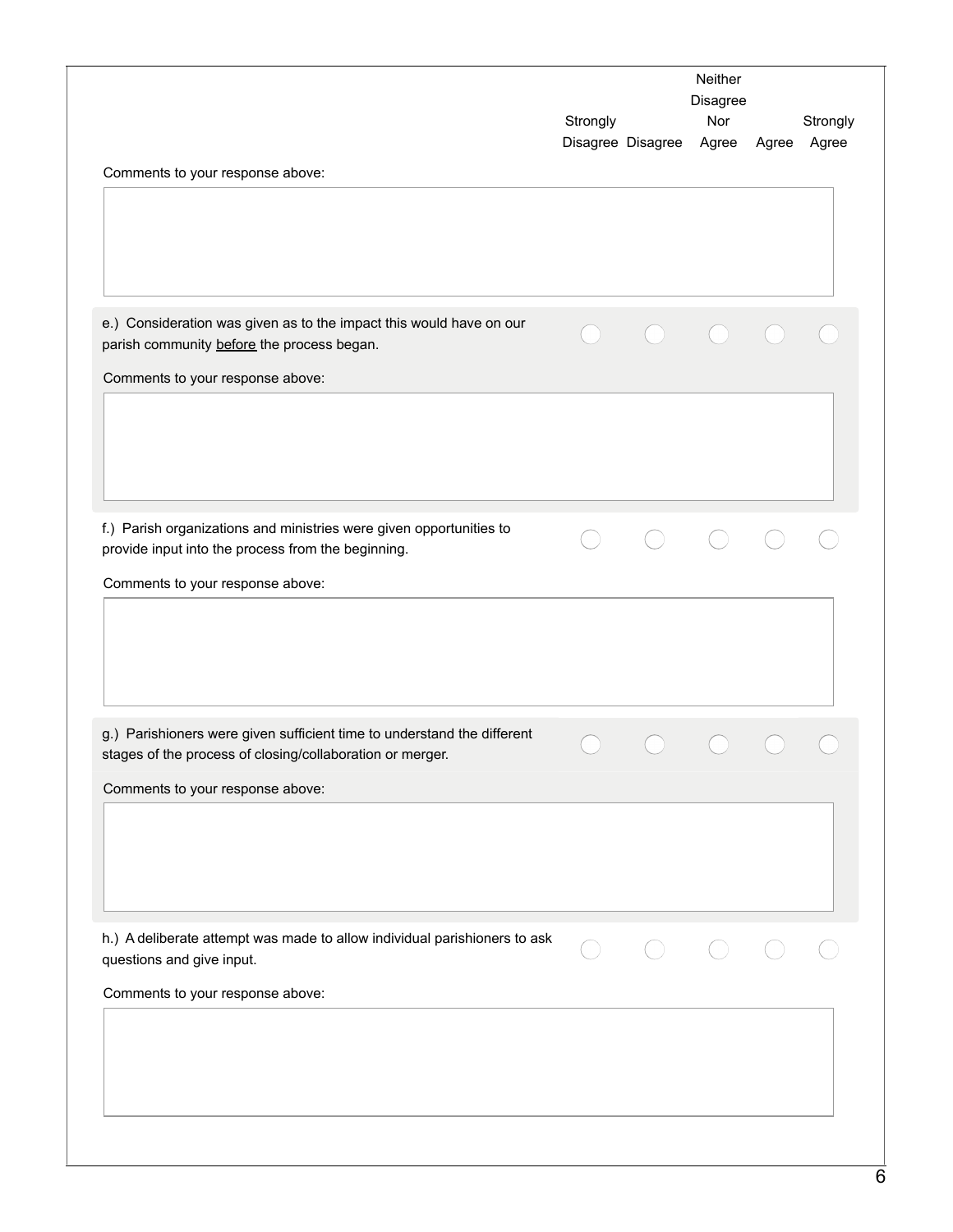| | Strongly Disagree | Disagree | Neither Disagree Nor Agree | Agree | Strongly Agree |
|---|---|---|---|---|---|

Comments to your response above:

| | Strongly Disagree | Disagree | Neither Disagree Nor Agree | Agree | Strongly Agree |
|---|---|---|---|---|---|
| e.) Consideration was given as to the impact this would have on our parish community <u>before</u> the process began. | ○ | ○ | ○ | ○ | ○ |

Comments to your response above:

| | Strongly Disagree | Disagree | Neither Disagree Nor Agree | Agree | Strongly Agree |
|---|---|---|---|---|---|
| f.) Parish organizations and ministries were given opportunities to provide input into the process from the beginning. | ○ | ○ | ○ | ○ | ○ |

Comments to your response above:

| | Strongly Disagree | Disagree | Neither Disagree Nor Agree | Agree | Strongly Agree |
|---|---|---|---|---|---|
| g.) Parishioners were given sufficient time to understand the different stages of the process of closing/collaboration or merger. | ○ | ○ | ○ | ○ | ○ |

Comments to your response above:

| | Strongly Disagree | Disagree | Neither Disagree Nor Agree | Agree | Strongly Agree |
|---|---|---|---|---|---|
| h.) A deliberate attempt was made to allow individual parishioners to ask questions and give input. | ○ | ○ | ○ | ○ | ○ |

Comments to your response above: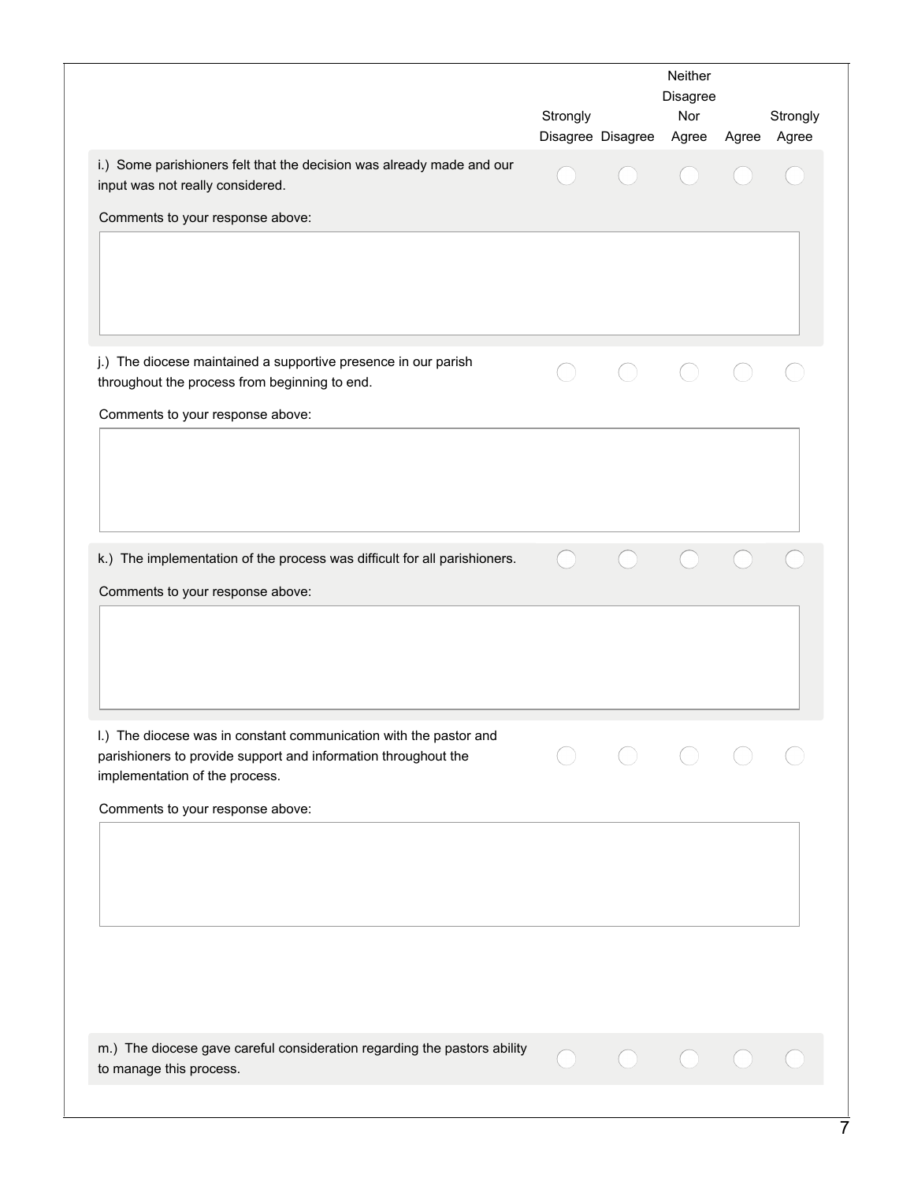| | Strongly Disagree | Disagree | Neither Disagree Nor Agree | Agree | Strongly Agree |
|---|---|---|---|---|---|
| i.) Some parishioners felt that the decision was already made and our input was not really considered. | ◯ | ◯ | ◯ | ◯ | ◯ |

Comments to your response above:

| | Strongly Disagree | Disagree | Neither Disagree Nor Agree | Agree | Strongly Agree |
|---|---|---|---|---|---|
| j.) The diocese maintained a supportive presence in our parish throughout the process from beginning to end. | ◯ | ◯ | ◯ | ◯ | ◯ |

Comments to your response above:

| | Strongly Disagree | Disagree | Neither Disagree Nor Agree | Agree | Strongly Agree |
|---|---|---|---|---|---|
| k.) The implementation of the process was difficult for all parishioners. | ◯ | ◯ | ◯ | ◯ | ◯ |

Comments to your response above:

| | Strongly Disagree | Disagree | Neither Disagree Nor Agree | Agree | Strongly Agree |
|---|---|---|---|---|---|
| l.) The diocese was in constant communication with the pastor and parishioners to provide support and information throughout the implementation of the process. | ◯ | ◯ | ◯ | ◯ | ◯ |

Comments to your response above:

| | Strongly Disagree | Disagree | Neither Disagree Nor Agree | Agree | Strongly Agree |
|---|---|---|---|---|---|
| m.) The diocese gave careful consideration regarding the pastors ability to manage this process. | ◯ | ◯ | ◯ | ◯ | ◯ |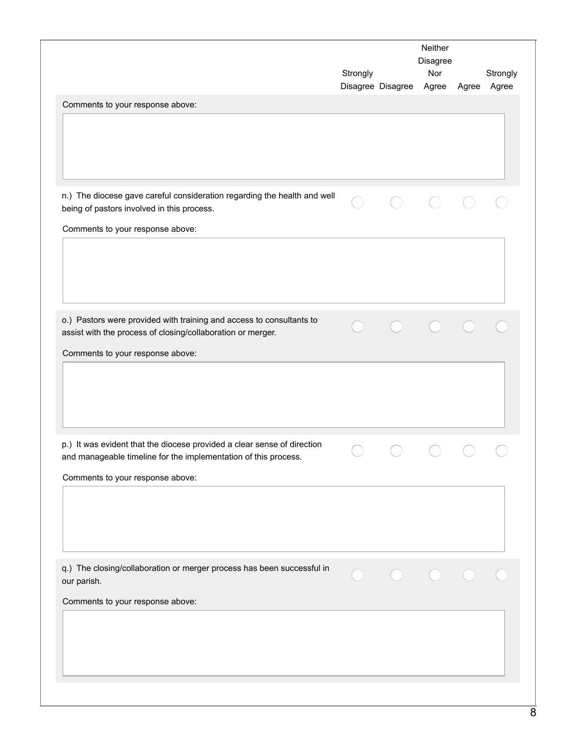| | Strongly Disagree | Disagree | Neither Disagree Nor Agree | Agree | Strongly Agree |
|---|---|---|---|---|---|

Comments to your response above:

n.) The diocese gave careful consideration regarding the health and well being of pastors involved in this process.

Comments to your response above:

o.) Pastors were provided with training and access to consultants to assist with the process of closing/collaboration or merger.

Comments to your response above:

p.) It was evident that the diocese provided a clear sense of direction and manageable timeline for the implementation of this process.

Comments to your response above:

q.) The closing/collaboration or merger process has been successful in our parish.

Comments to your response above: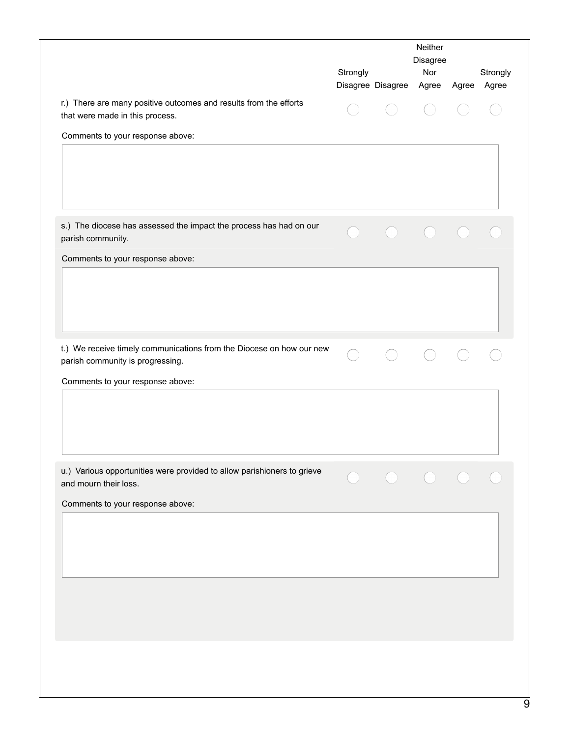| | Strongly Disagree | Disagree | Neither Disagree Nor Agree | Agree | Strongly Agree |
|---|---|---|---|---|---|
| r.) There are many positive outcomes and results from the efforts that were made in this process. | ◯ | ◯ | ◯ | ◯ | ◯ |

Comments to your response above:

| | Strongly Disagree | Disagree | Neither Disagree Nor Agree | Agree | Strongly Agree |
|---|---|---|---|---|---|
| s.) The diocese has assessed the impact the process has had on our parish community. | ◯ | ◯ | ◯ | ◯ | ◯ |

Comments to your response above:

| | Strongly Disagree | Disagree | Neither Disagree Nor Agree | Agree | Strongly Agree |
|---|---|---|---|---|---|
| t.) We receive timely communications from the Diocese on how our new parish community is progressing. | ◯ | ◯ | ◯ | ◯ | ◯ |

Comments to your response above:

| | Strongly Disagree | Disagree | Neither Disagree Nor Agree | Agree | Strongly Agree |
|---|---|---|---|---|---|
| u.) Various opportunities were provided to allow parishioners to grieve and mourn their loss. | ◯ | ◯ | ◯ | ◯ | ◯ |

Comments to your response above: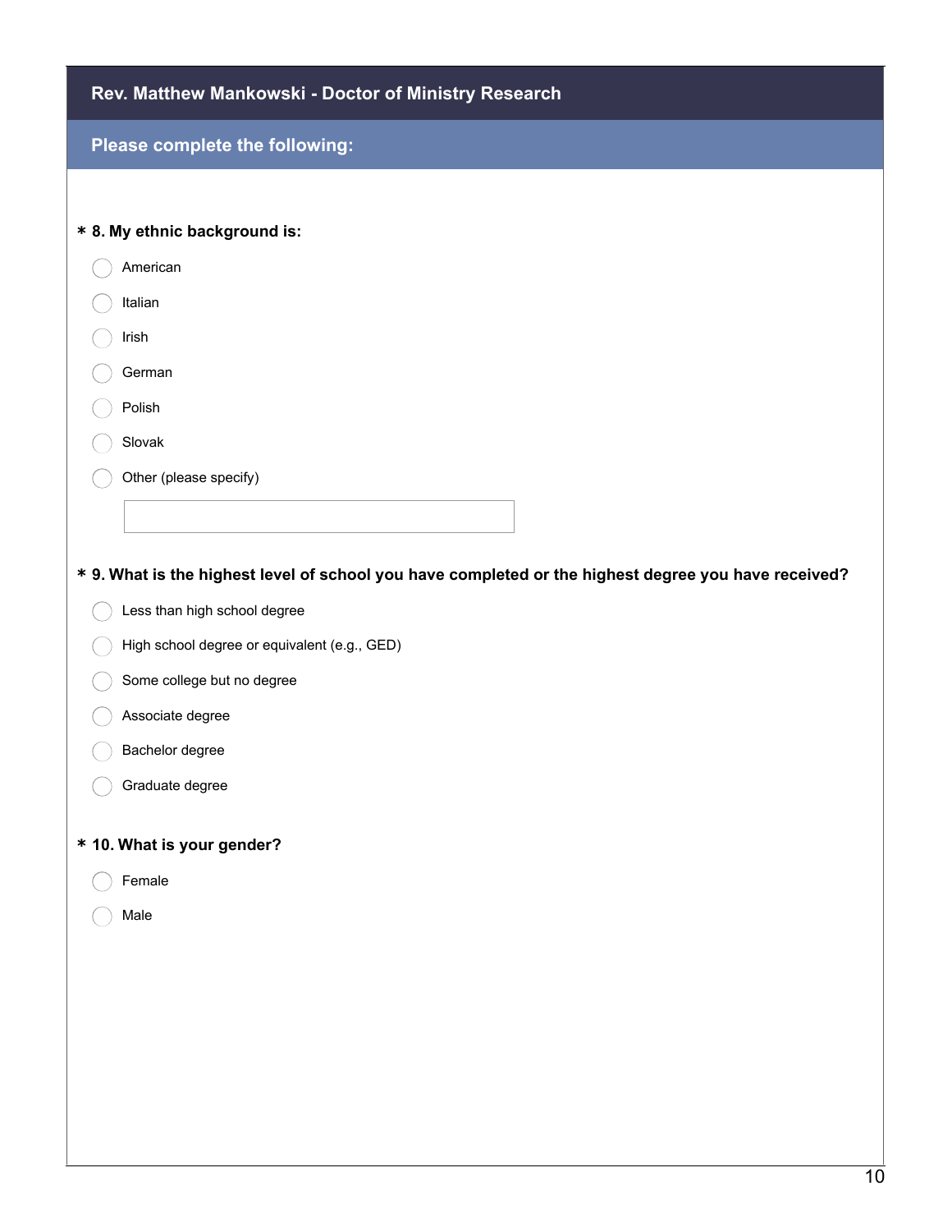## Rev. Matthew Mankowski - Doctor of Ministry Research

### Please complete the following:

**\* 8. My ethnic background is:**

- American
- Italian
- Irish
- German
- Polish
- Slovak
- Other (please specify)

**\* 9. What is the highest level of school you have completed or the highest degree you have received?**

- Less than high school degree
- High school degree or equivalent (e.g., GED)
- Some college but no degree
- Associate degree
- Bachelor degree
- Graduate degree

**\* 10. What is your gender?**

- Female
- Male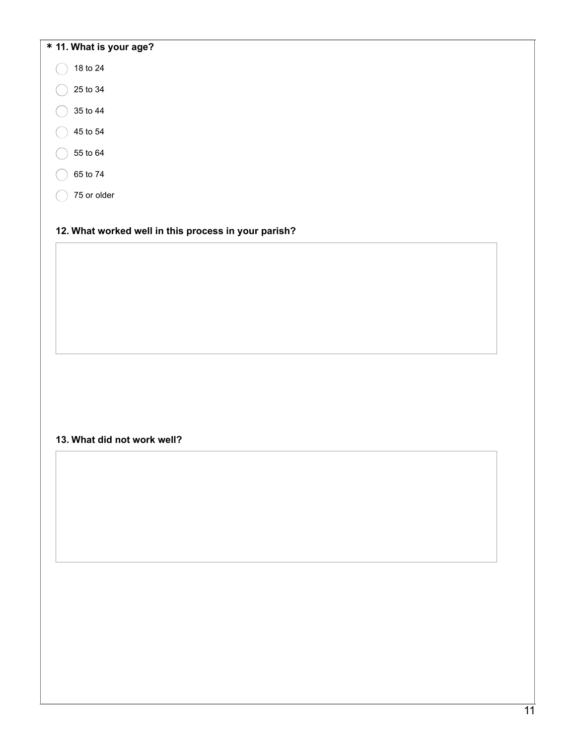**\* 11. What is your age?**

- ◯ 18 to 24
- ◯ 25 to 34
- ◯ 35 to 44
- ◯ 45 to 54
- ◯ 55 to 64
- ◯ 65 to 74
- ◯ 75 or older

**12. What worked well in this process in your parish?**

**13. What did not work well?**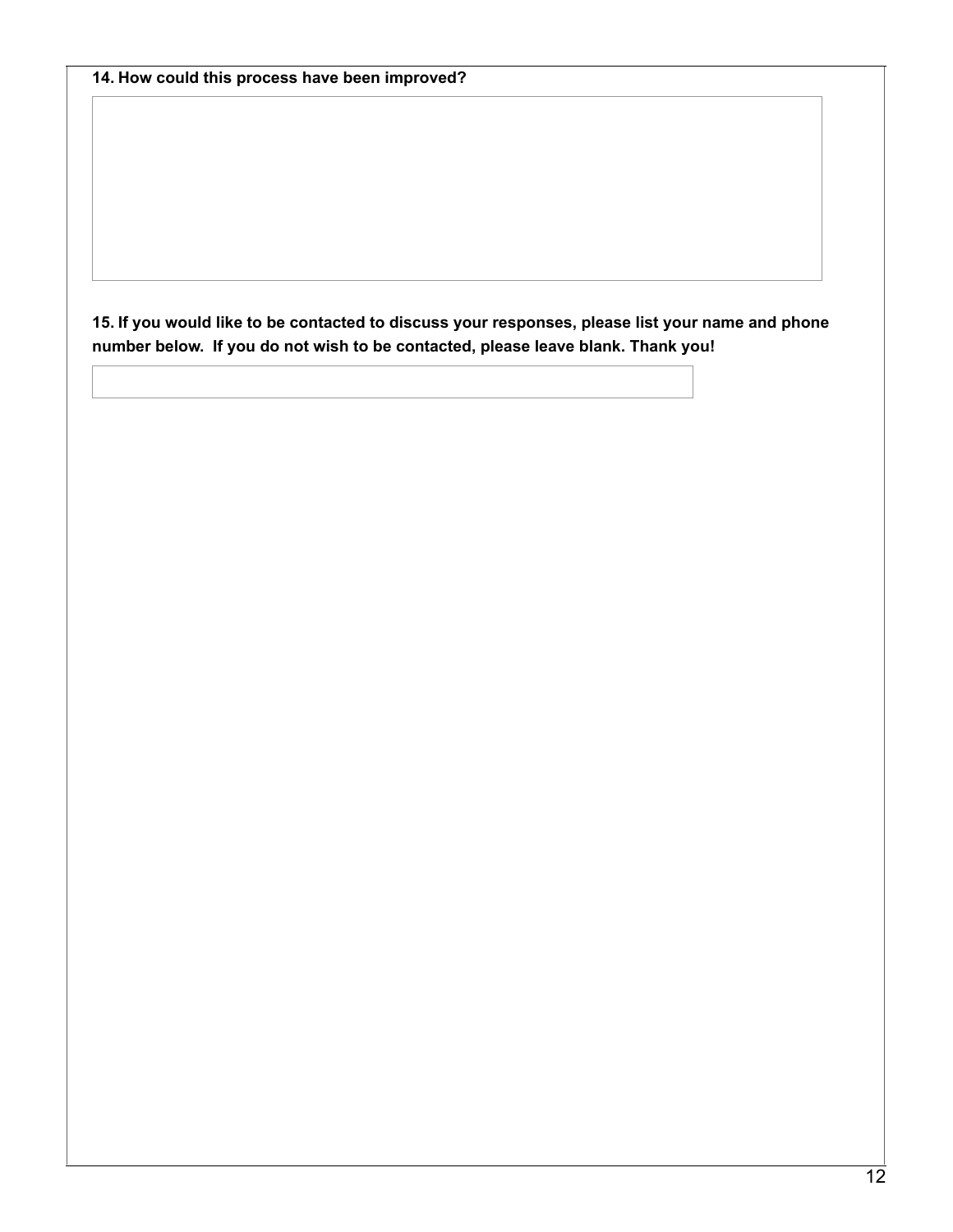**14. How could this process have been improved?**

**15. If you would like to be contacted to discuss your responses, please list your name and phone number below. If you do not wish to be contacted, please leave blank. Thank you!**